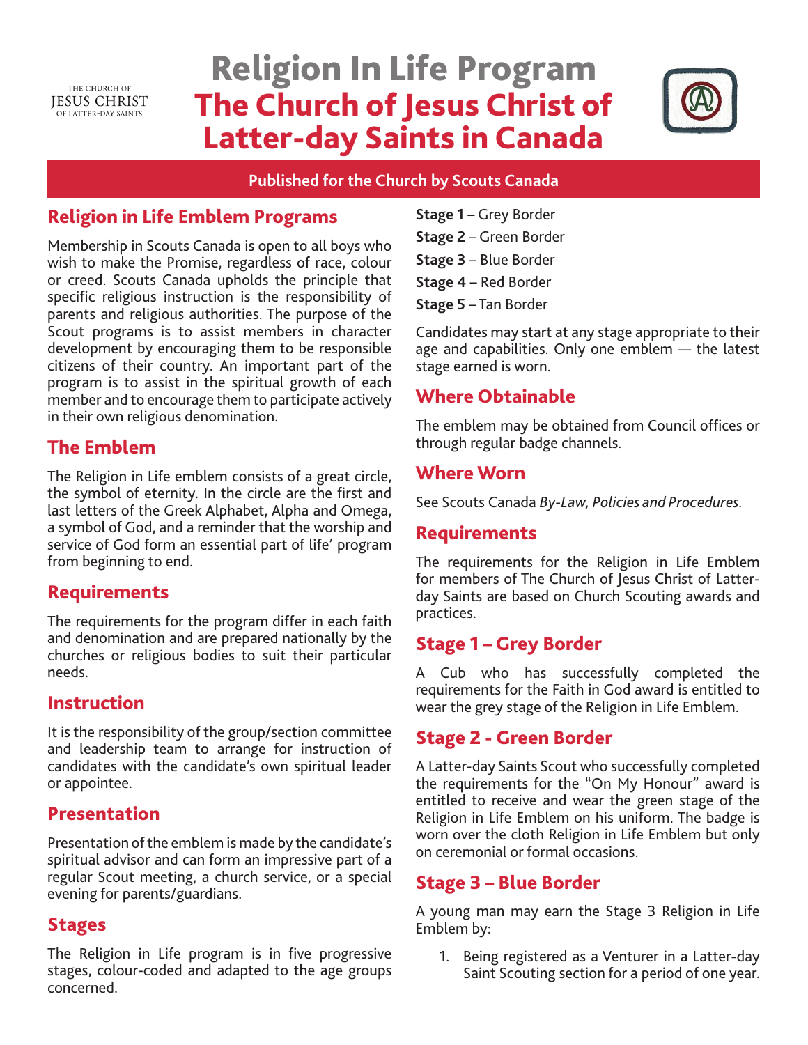THE CHURCH OF JESUS CHRIST OF LATTER-DAY SAINTS

# Religion In Life Program
# The Church of Jesus Christ of Latter-day Saints in Canada

**Published for the Church by Scouts Canada**

## Religion in Life Emblem Programs

Membership in Scouts Canada is open to all boys who wish to make the Promise, regardless of race, colour or creed. Scouts Canada upholds the principle that specific religious instruction is the responsibility of parents and religious authorities. The purpose of the Scout programs is to assist members in character development by encouraging them to be responsible citizens of their country. An important part of the program is to assist in the spiritual growth of each member and to encourage them to participate actively in their own religious denomination.

## The Emblem

The Religion in Life emblem consists of a great circle, the symbol of eternity. In the circle are the first and last letters of the Greek Alphabet, Alpha and Omega, a symbol of God, and a reminder that the worship and service of God form an essential part of life' program from beginning to end.

## Requirements

The requirements for the program differ in each faith and denomination and are prepared nationally by the churches or religious bodies to suit their particular needs.

## Instruction

It is the responsibility of the group/section committee and leadership team to arrange for instruction of candidates with the candidate's own spiritual leader or appointee.

## Presentation

Presentation of the emblem is made by the candidate's spiritual advisor and can form an impressive part of a regular Scout meeting, a church service, or a special evening for parents/guardians.

## Stages

The Religion in Life program is in five progressive stages, colour-coded and adapted to the age groups concerned.

**Stage 1** – Grey Border
**Stage 2** – Green Border
**Stage 3** – Blue Border
**Stage 4** – Red Border
**Stage 5** – Tan Border

Candidates may start at any stage appropriate to their age and capabilities. Only one emblem — the latest stage earned is worn.

## Where Obtainable

The emblem may be obtained from Council offices or through regular badge channels.

## Where Worn

See Scouts Canada *By-Law, Policies and Procedures*.

## Requirements

The requirements for the Religion in Life Emblem for members of The Church of Jesus Christ of Latter-day Saints are based on Church Scouting awards and practices.

## Stage 1 – Grey Border

A Cub who has successfully completed the requirements for the Faith in God award is entitled to wear the grey stage of the Religion in Life Emblem.

## Stage 2 - Green Border

A Latter-day Saints Scout who successfully completed the requirements for the "On My Honour" award is entitled to receive and wear the green stage of the Religion in Life Emblem on his uniform. The badge is worn over the cloth Religion in Life Emblem but only on ceremonial or formal occasions.

## Stage 3 – Blue Border

A young man may earn the Stage 3 Religion in Life Emblem by:

1. Being registered as a Venturer in a Latter-day Saint Scouting section for a period of one year.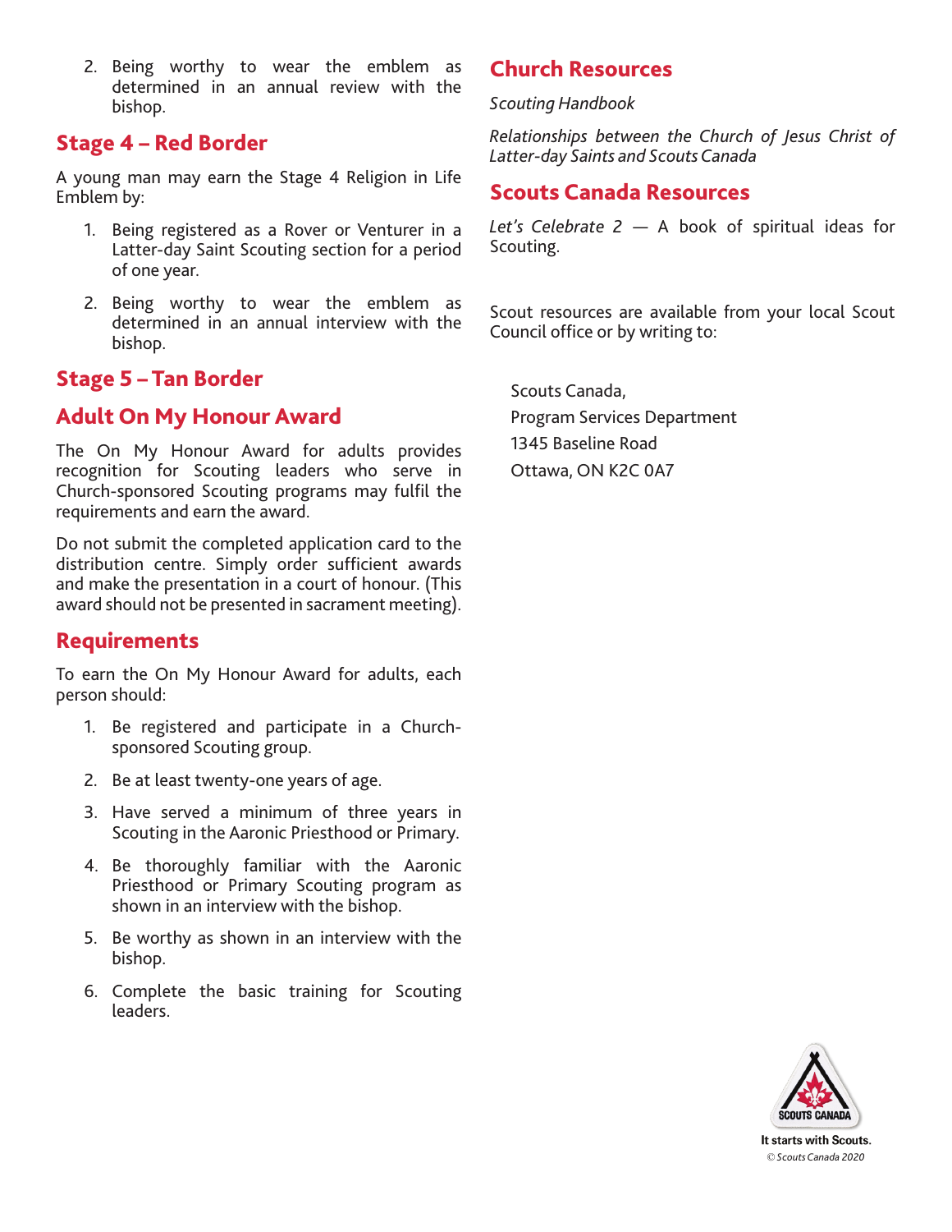2. Being worthy to wear the emblem as determined in an annual review with the bishop.

## Stage 4 – Red Border

A young man may earn the Stage 4 Religion in Life Emblem by:

1. Being registered as a Rover or Venturer in a Latter-day Saint Scouting section for a period of one year.
2. Being worthy to wear the emblem as determined in an annual interview with the bishop.

## Stage 5 – Tan Border

## Adult On My Honour Award

The On My Honour Award for adults provides recognition for Scouting leaders who serve in Church-sponsored Scouting programs may fulfil the requirements and earn the award.

Do not submit the completed application card to the distribution centre. Simply order sufficient awards and make the presentation in a court of honour. (This award should not be presented in sacrament meeting).

## Requirements

To earn the On My Honour Award for adults, each person should:

1. Be registered and participate in a Church-sponsored Scouting group.
2. Be at least twenty-one years of age.
3. Have served a minimum of three years in Scouting in the Aaronic Priesthood or Primary.
4. Be thoroughly familiar with the Aaronic Priesthood or Primary Scouting program as shown in an interview with the bishop.
5. Be worthy as shown in an interview with the bishop.
6. Complete the basic training for Scouting leaders.

## Church Resources

*Scouting Handbook*

*Relationships between the Church of Jesus Christ of Latter-day Saints and Scouts Canada*

## Scouts Canada Resources

*Let's Celebrate 2* — A book of spiritual ideas for Scouting.

Scout resources are available from your local Scout Council office or by writing to:

Scouts Canada,
Program Services Department
1345 Baseline Road
Ottawa, ON K2C 0A7

SCOUTS CANADA
It starts with Scouts.
© Scouts Canada 2020